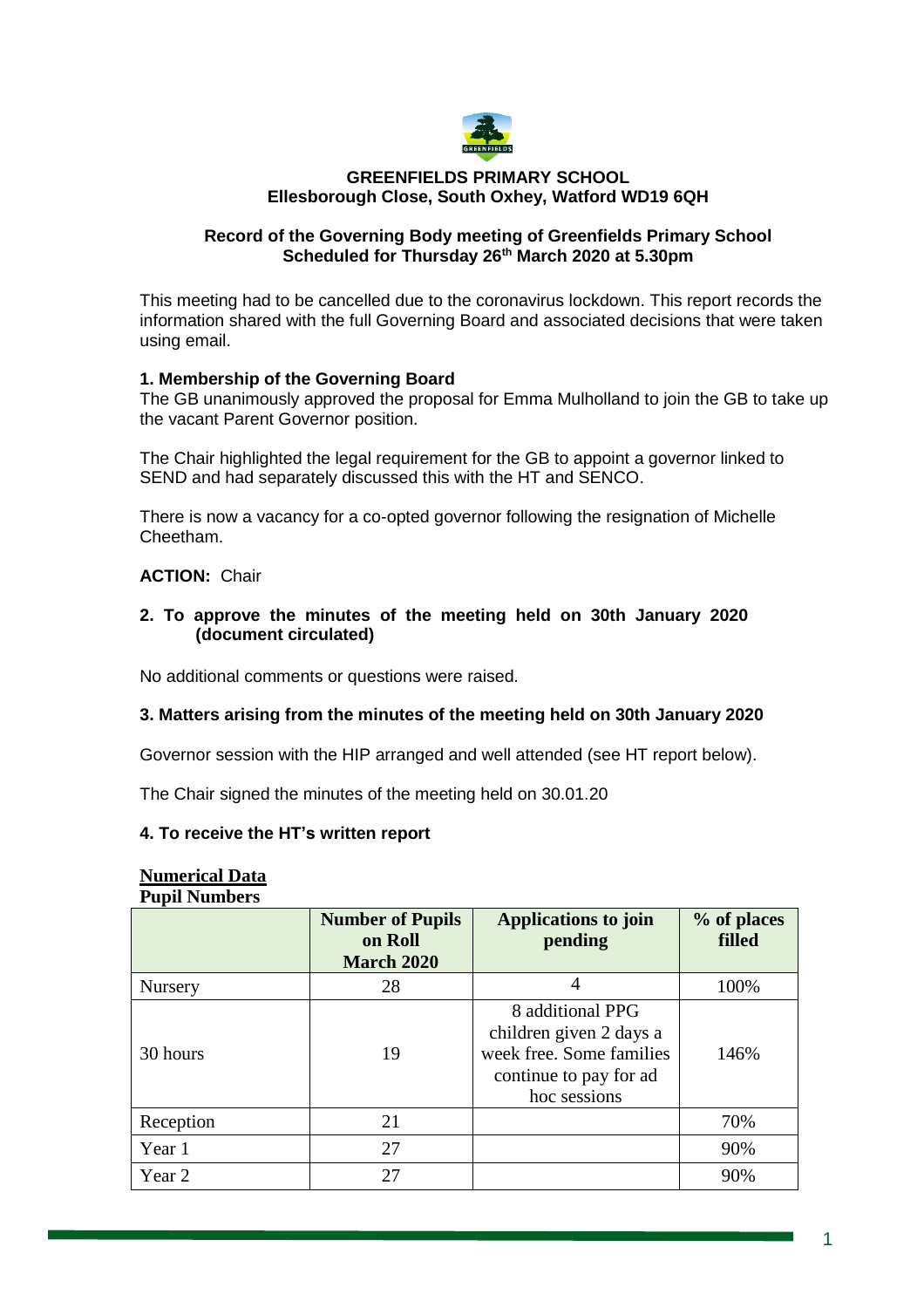**GREENFIELDS PRIMARY SCHOOL**
**Ellesborough Close, South Oxhey, Watford WD19 6QH**

**Record of the Governing Body meeting of Greenfields Primary School**
**Scheduled for Thursday 26th March 2020 at 5.30pm**

This meeting had to be cancelled due to the coronavirus lockdown. This report records the information shared with the full Governing Board and associated decisions that were taken using email.

### 1. Membership of the Governing Board

The GB unanimously approved the proposal for Emma Mulholland to join the GB to take up the vacant Parent Governor position.

The Chair highlighted the legal requirement for the GB to appoint a governor linked to SEND and had separately discussed this with the HT and SENCO.

There is now a vacancy for a co-opted governor following the resignation of Michelle Cheetham.

**ACTION:** Chair

### 2. To approve the minutes of the meeting held on 30th January 2020 (document circulated)

No additional comments or questions were raised.

### 3. Matters arising from the minutes of the meeting held on 30th January 2020

Governor session with the HIP arranged and well attended (see HT report below).

The Chair signed the minutes of the meeting held on 30.01.20

### 4. To receive the HT's written report

**Numerical Data**

**Pupil Numbers**

| | Number of Pupils on Roll March 2020 | Applications to join pending | % of places filled |
|---|---|---|---|
| Nursery | 28 | 4 | 100% |
| 30 hours | 19 | 8 additional PPG children given 2 days a week free. Some families continue to pay for ad hoc sessions | 146% |
| Reception | 21 | | 70% |
| Year 1 | 27 | | 90% |
| Year 2 | 27 | | 90% |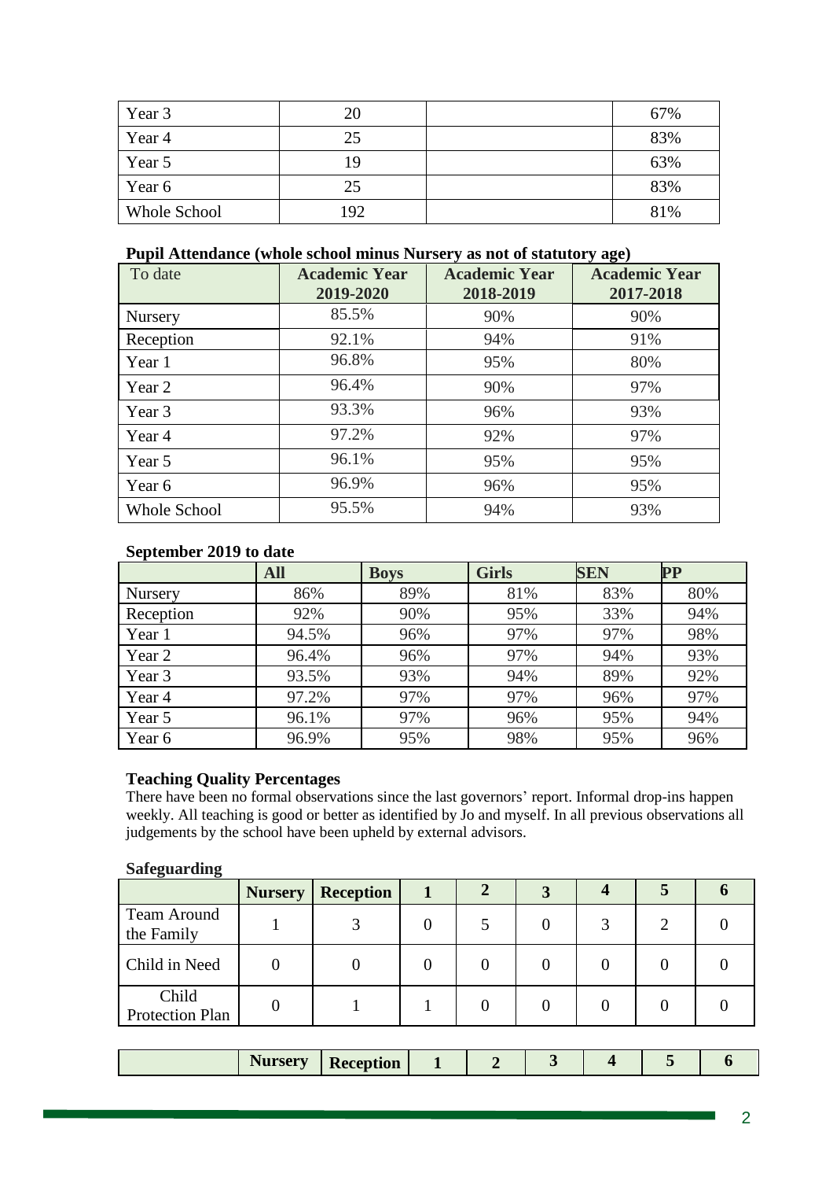| | | | |
|---|---|---|---|
| Year 3 | 20 | | 67% |
| Year 4 | 25 | | 83% |
| Year 5 | 19 | | 63% |
| Year 6 | 25 | | 83% |
| Whole School | 192 | | 81% |

**Pupil Attendance (whole school minus Nursery as not of statutory age)**

| To date | Academic Year 2019-2020 | Academic Year 2018-2019 | Academic Year 2017-2018 |
|---|---|---|---|
| Nursery | 85.5% | 90% | 90% |
| Reception | 92.1% | 94% | 91% |
| Year 1 | 96.8% | 95% | 80% |
| Year 2 | 96.4% | 90% | 97% |
| Year 3 | 93.3% | 96% | 93% |
| Year 4 | 97.2% | 92% | 97% |
| Year 5 | 96.1% | 95% | 95% |
| Year 6 | 96.9% | 96% | 95% |
| Whole School | 95.5% | 94% | 93% |

**September 2019 to date**

| | All | Boys | Girls | SEN | PP |
|---|---|---|---|---|---|
| Nursery | 86% | 89% | 81% | 83% | 80% |
| Reception | 92% | 90% | 95% | 33% | 94% |
| Year 1 | 94.5% | 96% | 97% | 97% | 98% |
| Year 2 | 96.4% | 96% | 97% | 94% | 93% |
| Year 3 | 93.5% | 93% | 94% | 89% | 92% |
| Year 4 | 97.2% | 97% | 97% | 96% | 97% |
| Year 5 | 96.1% | 97% | 96% | 95% | 94% |
| Year 6 | 96.9% | 95% | 98% | 95% | 96% |

**Teaching Quality Percentages**

There have been no formal observations since the last governors' report. Informal drop-ins happen weekly. All teaching is good or better as identified by Jo and myself. In all previous observations all judgements by the school have been upheld by external advisors.

**Safeguarding**

| | Nursery | Reception | 1 | 2 | 3 | 4 | 5 | 6 |
|---|---|---|---|---|---|---|---|---|
| Team Around the Family | 1 | 3 | 0 | 5 | 0 | 3 | 2 | 0 |
| Child in Need | 0 | 0 | 0 | 0 | 0 | 0 | 0 | 0 |
| Child Protection Plan | 0 | 1 | 1 | 0 | 0 | 0 | 0 | 0 |

| | Nursery | Reception | 1 | 2 | 3 | 4 | 5 | 6 |
|---|---|---|---|---|---|---|---|---|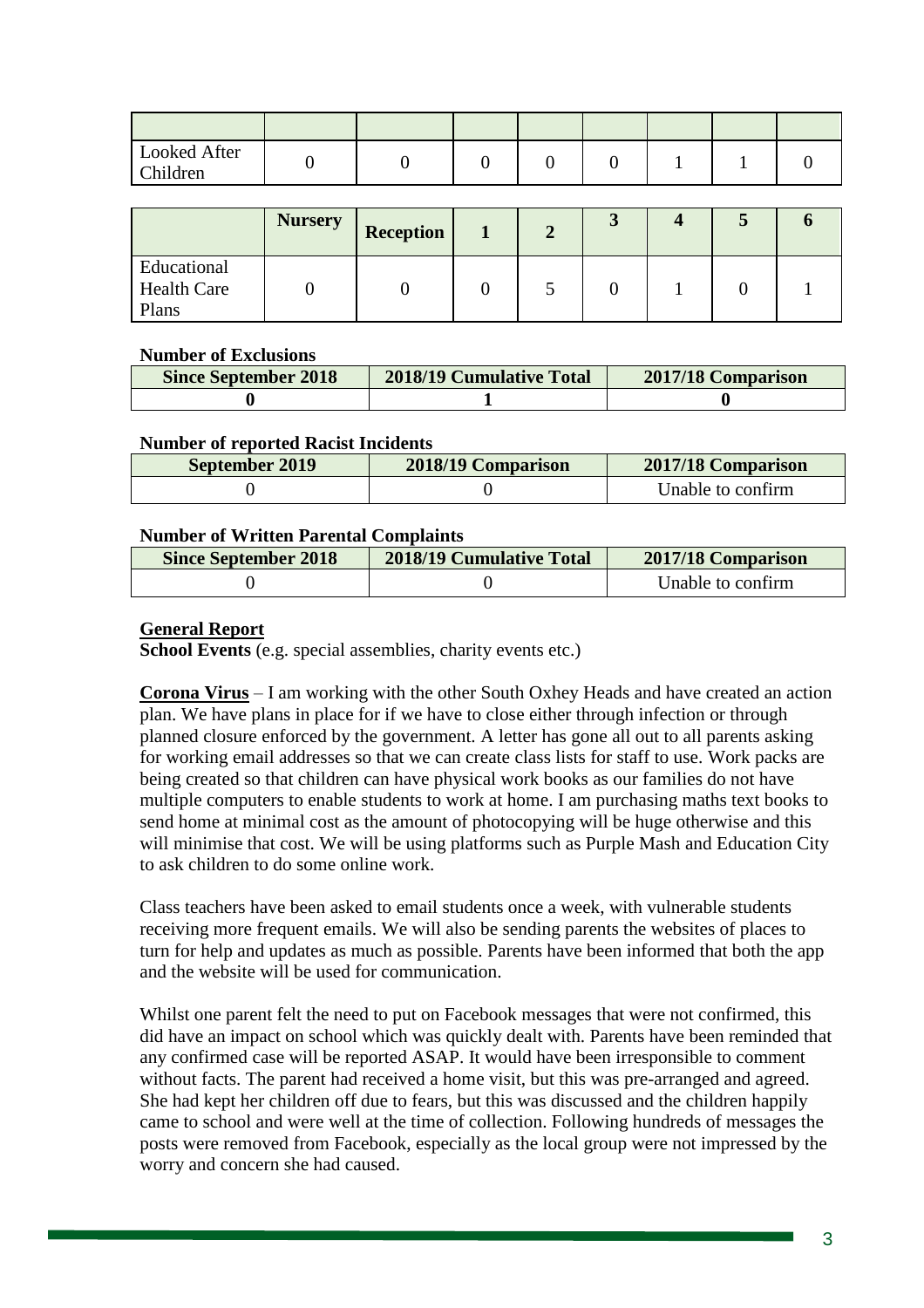| | | | | | | | | |
|---|---|---|---|---|---|---|---|---|
| Looked After Children | 0 | 0 | 0 | 0 | 0 | 1 | 1 | 0 |

| | Nursery | Reception | 1 | 2 | 3 | 4 | 5 | 6 |
|---|---|---|---|---|---|---|---|---|
| Educational Health Care Plans | 0 | 0 | 0 | 5 | 0 | 1 | 0 | 1 |

**Number of Exclusions**

| Since September 2018 | 2018/19 Cumulative Total | 2017/18 Comparison |
|---|---|---|
| **0** | **1** | **0** |

**Number of reported Racist Incidents**

| September 2019 | 2018/19 Comparison | 2017/18 Comparison |
|---|---|---|
| 0 | 0 | Unable to confirm |

**Number of Written Parental Complaints**

| Since September 2018 | 2018/19 Cumulative Total | 2017/18 Comparison |
|---|---|---|
| 0 | 0 | Unable to confirm |

## General Report

**School Events** (e.g. special assemblies, charity events etc.)

**Corona Virus** – I am working with the other South Oxhey Heads and have created an action plan. We have plans in place for if we have to close either through infection or through planned closure enforced by the government. A letter has gone all out to all parents asking for working email addresses so that we can create class lists for staff to use. Work packs are being created so that children can have physical work books as our families do not have multiple computers to enable students to work at home. I am purchasing maths text books to send home at minimal cost as the amount of photocopying will be huge otherwise and this will minimise that cost. We will be using platforms such as Purple Mash and Education City to ask children to do some online work.

Class teachers have been asked to email students once a week, with vulnerable students receiving more frequent emails. We will also be sending parents the websites of places to turn for help and updates as much as possible. Parents have been informed that both the app and the website will be used for communication.

Whilst one parent felt the need to put on Facebook messages that were not confirmed, this did have an impact on school which was quickly dealt with. Parents have been reminded that any confirmed case will be reported ASAP. It would have been irresponsible to comment without facts. The parent had received a home visit, but this was pre-arranged and agreed. She had kept her children off due to fears, but this was discussed and the children happily came to school and were well at the time of collection. Following hundreds of messages the posts were removed from Facebook, especially as the local group were not impressed by the worry and concern she had caused.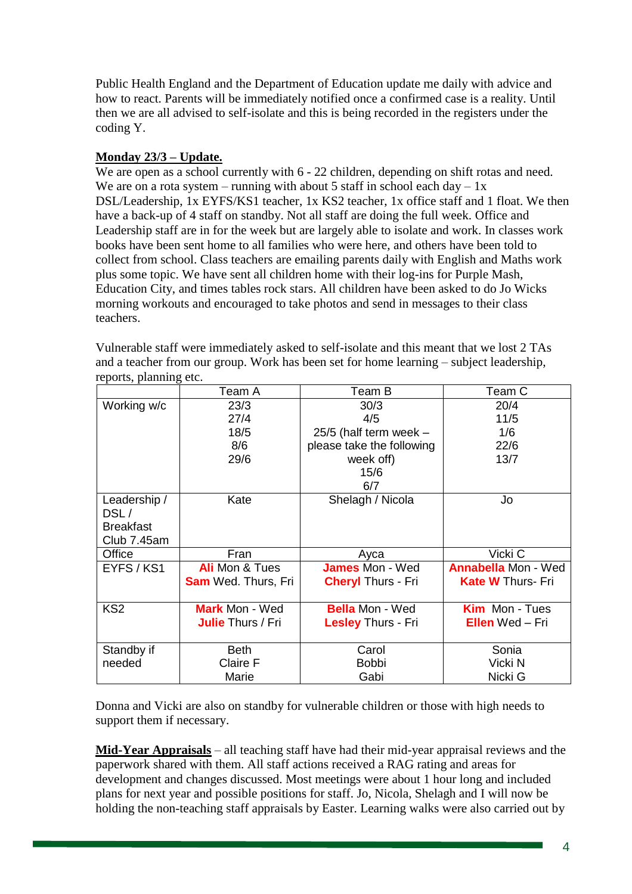Public Health England and the Department of Education update me daily with advice and how to react. Parents will be immediately notified once a confirmed case is a reality. Until then we are all advised to self-isolate and this is being recorded in the registers under the coding Y.

**Monday 23/3 – Update.**

We are open as a school currently with 6 - 22 children, depending on shift rotas and need. We are on a rota system – running with about 5 staff in school each day – 1x DSL/Leadership, 1x EYFS/KS1 teacher, 1x KS2 teacher, 1x office staff and 1 float. We then have a back-up of 4 staff on standby. Not all staff are doing the full week. Office and Leadership staff are in for the week but are largely able to isolate and work. In classes work books have been sent home to all families who were here, and others have been told to collect from school. Class teachers are emailing parents daily with English and Maths work plus some topic. We have sent all children home with their log-ins for Purple Mash, Education City, and times tables rock stars. All children have been asked to do Jo Wicks morning workouts and encouraged to take photos and send in messages to their class teachers.

Vulnerable staff were immediately asked to self-isolate and this meant that we lost 2 TAs and a teacher from our group. Work has been set for home learning – subject leadership, reports, planning etc.

| | Team A | Team B | Team C |
|---|---|---|---|
| Working w/c | 23/3<br>27/4<br>18/5<br>8/6<br>29/6 | 30/3<br>4/5<br>25/5 (half term week – please take the following week off)<br>15/6<br>6/7 | 20/4<br>11/5<br>1/6<br>22/6<br>13/7 |
| Leadership / DSL / Breakfast Club 7.45am | Kate | Shelagh / Nicola | Jo |
| Office | Fran | Ayca | Vicki C |
| EYFS / KS1 | **Ali** Mon & Tues<br>**Sam** Wed. Thurs, Fri | **James** Mon - Wed<br>**Cheryl** Thurs - Fri | **Annabella** Mon - Wed<br>**Kate W** Thurs- Fri |
| KS2 | **Mark** Mon - Wed<br>**Julie** Thurs / Fri | **Bella** Mon - Wed<br>**Lesley** Thurs - Fri | **Kim** Mon - Tues<br>**Ellen** Wed – Fri |
| Standby if needed | Beth<br>Claire F<br>Marie | Carol<br>Bobbi<br>Gabi | Sonia<br>Vicki N<br>Nicki G |

Donna and Vicki are also on standby for vulnerable children or those with high needs to support them if necessary.

**Mid-Year Appraisals** – all teaching staff have had their mid-year appraisal reviews and the paperwork shared with them. All staff actions received a RAG rating and areas for development and changes discussed. Most meetings were about 1 hour long and included plans for next year and possible positions for staff. Jo, Nicola, Shelagh and I will now be holding the non-teaching staff appraisals by Easter. Learning walks were also carried out by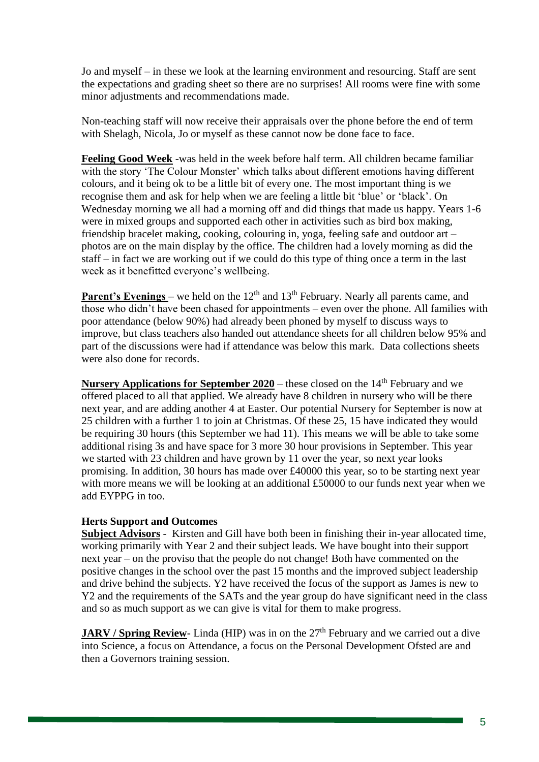Jo and myself – in these we look at the learning environment and resourcing. Staff are sent the expectations and grading sheet so there are no surprises! All rooms were fine with some minor adjustments and recommendations made.

Non-teaching staff will now receive their appraisals over the phone before the end of term with Shelagh, Nicola, Jo or myself as these cannot now be done face to face.

**Feeling Good Week** -was held in the week before half term. All children became familiar with the story 'The Colour Monster' which talks about different emotions having different colours, and it being ok to be a little bit of every one. The most important thing is we recognise them and ask for help when we are feeling a little bit 'blue' or 'black'. On Wednesday morning we all had a morning off and did things that made us happy. Years 1-6 were in mixed groups and supported each other in activities such as bird box making, friendship bracelet making, cooking, colouring in, yoga, feeling safe and outdoor art – photos are on the main display by the office. The children had a lovely morning as did the staff – in fact we are working out if we could do this type of thing once a term in the last week as it benefitted everyone's wellbeing.

**Parent's Evenings** – we held on the 12th and 13th February. Nearly all parents came, and those who didn't have been chased for appointments – even over the phone. All families with poor attendance (below 90%) had already been phoned by myself to discuss ways to improve, but class teachers also handed out attendance sheets for all children below 95% and part of the discussions were had if attendance was below this mark. Data collections sheets were also done for records.

**Nursery Applications for September 2020** – these closed on the 14th February and we offered placed to all that applied. We already have 8 children in nursery who will be there next year, and are adding another 4 at Easter. Our potential Nursery for September is now at 25 children with a further 1 to join at Christmas. Of these 25, 15 have indicated they would be requiring 30 hours (this September we had 11). This means we will be able to take some additional rising 3s and have space for 3 more 30 hour provisions in September. This year we started with 23 children and have grown by 11 over the year, so next year looks promising. In addition, 30 hours has made over £40000 this year, so to be starting next year with more means we will be looking at an additional £50000 to our funds next year when we add EYPPG in too.

**Herts Support and Outcomes**

**Subject Advisors** - Kirsten and Gill have both been in finishing their in-year allocated time, working primarily with Year 2 and their subject leads. We have bought into their support next year – on the proviso that the people do not change! Both have commented on the positive changes in the school over the past 15 months and the improved subject leadership and drive behind the subjects. Y2 have received the focus of the support as James is new to Y2 and the requirements of the SATs and the year group do have significant need in the class and so as much support as we can give is vital for them to make progress.

**JARV / Spring Review**- Linda (HIP) was in on the 27th February and we carried out a dive into Science, a focus on Attendance, a focus on the Personal Development Ofsted are and then a Governors training session.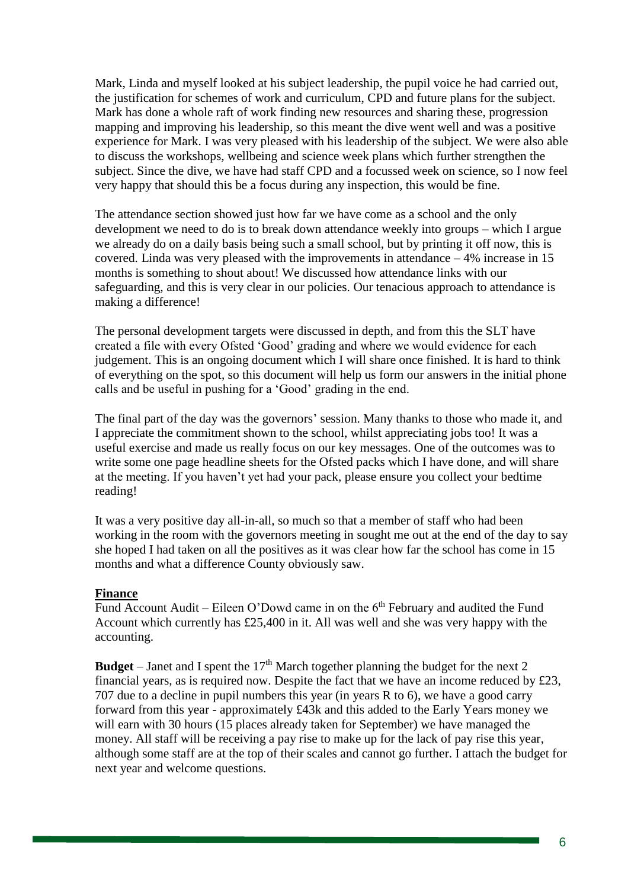Mark, Linda and myself looked at his subject leadership, the pupil voice he had carried out, the justification for schemes of work and curriculum, CPD and future plans for the subject. Mark has done a whole raft of work finding new resources and sharing these, progression mapping and improving his leadership, so this meant the dive went well and was a positive experience for Mark. I was very pleased with his leadership of the subject. We were also able to discuss the workshops, wellbeing and science week plans which further strengthen the subject. Since the dive, we have had staff CPD and a focussed week on science, so I now feel very happy that should this be a focus during any inspection, this would be fine.

The attendance section showed just how far we have come as a school and the only development we need to do is to break down attendance weekly into groups – which I argue we already do on a daily basis being such a small school, but by printing it off now, this is covered. Linda was very pleased with the improvements in attendance – 4% increase in 15 months is something to shout about! We discussed how attendance links with our safeguarding, and this is very clear in our policies. Our tenacious approach to attendance is making a difference!

The personal development targets were discussed in depth, and from this the SLT have created a file with every Ofsted 'Good' grading and where we would evidence for each judgement. This is an ongoing document which I will share once finished. It is hard to think of everything on the spot, so this document will help us form our answers in the initial phone calls and be useful in pushing for a 'Good' grading in the end.

The final part of the day was the governors' session. Many thanks to those who made it, and I appreciate the commitment shown to the school, whilst appreciating jobs too! It was a useful exercise and made us really focus on our key messages. One of the outcomes was to write some one page headline sheets for the Ofsted packs which I have done, and will share at the meeting. If you haven't yet had your pack, please ensure you collect your bedtime reading!

It was a very positive day all-in-all, so much so that a member of staff who had been working in the room with the governors meeting in sought me out at the end of the day to say she hoped I had taken on all the positives as it was clear how far the school has come in 15 months and what a difference County obviously saw.

**Finance**

Fund Account Audit – Eileen O'Dowd came in on the 6th February and audited the Fund Account which currently has £25,400 in it. All was well and she was very happy with the accounting.

**Budget** – Janet and I spent the 17th March together planning the budget for the next 2 financial years, as is required now. Despite the fact that we have an income reduced by £23, 707 due to a decline in pupil numbers this year (in years R to 6), we have a good carry forward from this year - approximately £43k and this added to the Early Years money we will earn with 30 hours (15 places already taken for September) we have managed the money. All staff will be receiving a pay rise to make up for the lack of pay rise this year, although some staff are at the top of their scales and cannot go further. I attach the budget for next year and welcome questions.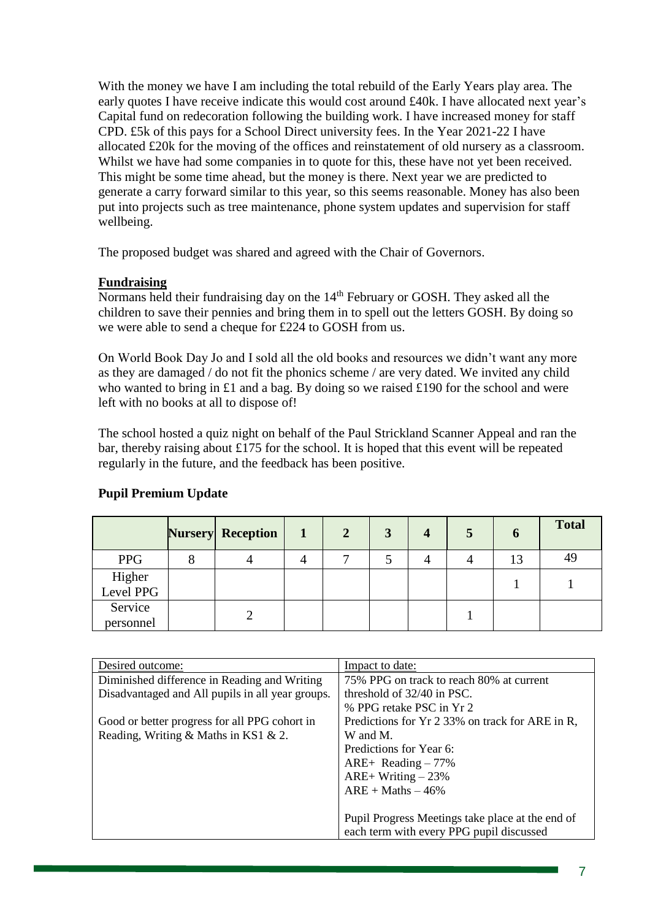With the money we have I am including the total rebuild of the Early Years play area. The early quotes I have receive indicate this would cost around £40k. I have allocated next year's Capital fund on redecoration following the building work. I have increased money for staff CPD. £5k of this pays for a School Direct university fees. In the Year 2021-22 I have allocated £20k for the moving of the offices and reinstatement of old nursery as a classroom. Whilst we have had some companies in to quote for this, these have not yet been received. This might be some time ahead, but the money is there. Next year we are predicted to generate a carry forward similar to this year, so this seems reasonable. Money has also been put into projects such as tree maintenance, phone system updates and supervision for staff wellbeing.

The proposed budget was shared and agreed with the Chair of Governors.

**Fundraising**

Normans held their fundraising day on the 14th February or GOSH. They asked all the children to save their pennies and bring them in to spell out the letters GOSH. By doing so we were able to send a cheque for £224 to GOSH from us.

On World Book Day Jo and I sold all the old books and resources we didn't want any more as they are damaged / do not fit the phonics scheme / are very dated. We invited any child who wanted to bring in £1 and a bag. By doing so we raised £190 for the school and were left with no books at all to dispose of!

The school hosted a quiz night on behalf of the Paul Strickland Scanner Appeal and ran the bar, thereby raising about £175 for the school. It is hoped that this event will be repeated regularly in the future, and the feedback has been positive.

**Pupil Premium Update**

| | Nursery | Reception | 1 | 2 | 3 | 4 | 5 | 6 | Total |
|---|---|---|---|---|---|---|---|---|---|
| PPG | 8 | 4 | 4 | 7 | 5 | 4 | 4 | 13 | 49 |
| Higher Level PPG | | | | | | | | 1 | 1 |
| Service personnel | | 2 | | | | | 1 | | |

| Desired outcome: | Impact to date: |
|---|---|
| Diminished difference in Reading and Writing Disadvantaged and All pupils in all year groups.<br><br>Good or better progress for all PPG cohort in Reading, Writing & Maths in KS1 & 2. | 75% PPG on track to reach 80% at current threshold of 32/40 in PSC.<br>% PPG retake PSC in Yr 2<br>Predictions for Yr 2 33% on track for ARE in R, W and M.<br>Predictions for Year 6:<br>ARE+ Reading – 77%<br>ARE+ Writing – 23%<br>ARE + Maths – 46%<br><br>Pupil Progress Meetings take place at the end of each term with every PPG pupil discussed |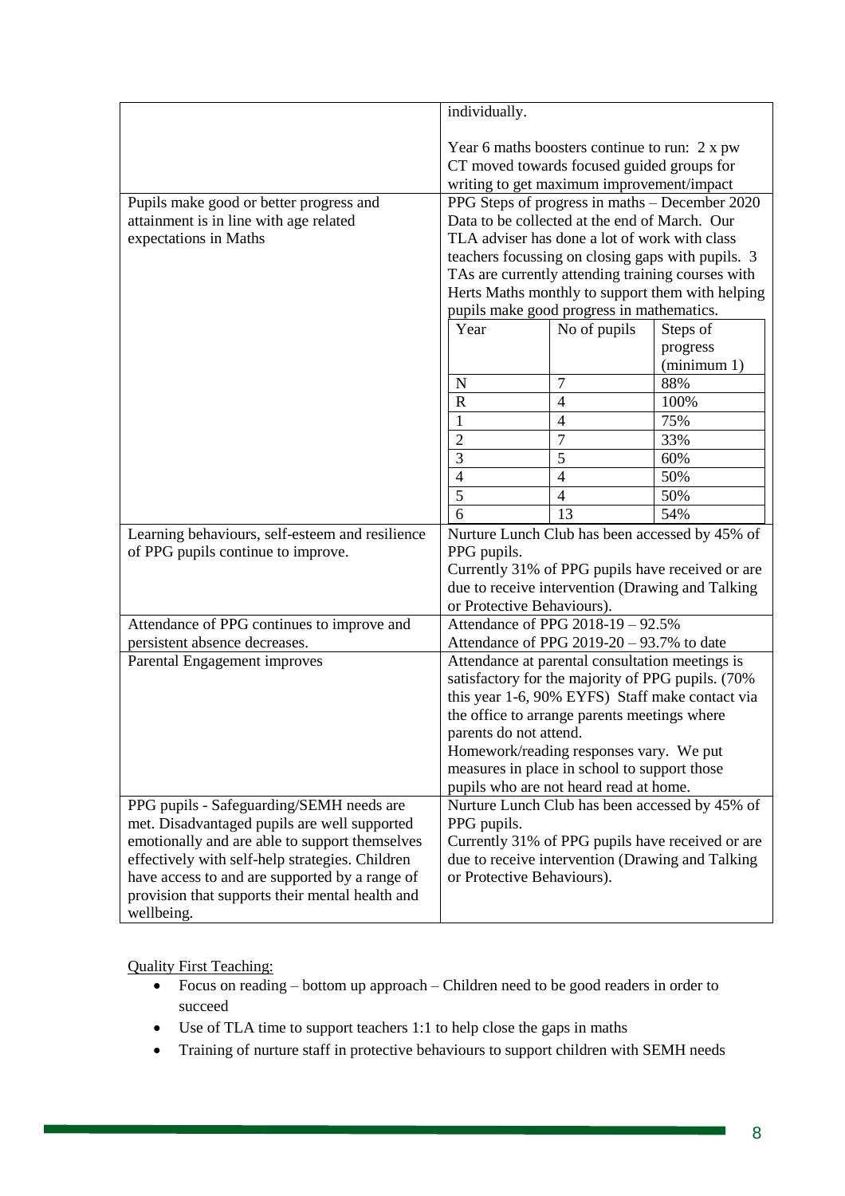| | |
|---|---|
| | individually.<br><br>Year 6 maths boosters continue to run: 2 x pw<br>CT moved towards focused guided groups for writing to get maximum improvement/impact |
| Pupils make good or better progress and attainment is in line with age related expectations in Maths | PPG Steps of progress in maths – December 2020 Data to be collected at the end of March. Our TLA adviser has done a lot of work with class teachers focussing on closing gaps with pupils. 3 TAs are currently attending training courses with Herts Maths monthly to support them with helping pupils make good progress in mathematics.<br><br>Year / No of pupils / Steps of progress (minimum 1):<br>N / 7 / 88%<br>R / 4 / 100%<br>1 / 4 / 75%<br>2 / 7 / 33%<br>3 / 5 / 60%<br>4 / 4 / 50%<br>5 / 4 / 50%<br>6 / 13 / 54% |
| Learning behaviours, self-esteem and resilience of PPG pupils continue to improve. | Nurture Lunch Club has been accessed by 45% of PPG pupils.<br>Currently 31% of PPG pupils have received or are due to receive intervention (Drawing and Talking or Protective Behaviours). |
| Attendance of PPG continues to improve and persistent absence decreases. | Attendance of PPG 2018-19 – 92.5%<br>Attendance of PPG 2019-20 – 93.7% to date |
| Parental Engagement improves | Attendance at parental consultation meetings is satisfactory for the majority of PPG pupils. (70% this year 1-6, 90% EYFS) Staff make contact via the office to arrange parents meetings where parents do not attend.<br>Homework/reading responses vary. We put measures in place in school to support those pupils who are not heard read at home. |
| PPG pupils - Safeguarding/SEMH needs are met. Disadvantaged pupils are well supported emotionally and are able to support themselves effectively with self-help strategies. Children have access to and are supported by a range of provision that supports their mental health and wellbeing. | Nurture Lunch Club has been accessed by 45% of PPG pupils.<br>Currently 31% of PPG pupils have received or are due to receive intervention (Drawing and Talking or Protective Behaviours). |

Quality First Teaching:

- Focus on reading – bottom up approach – Children need to be good readers in order to succeed
- Use of TLA time to support teachers 1:1 to help close the gaps in maths
- Training of nurture staff in protective behaviours to support children with SEMH needs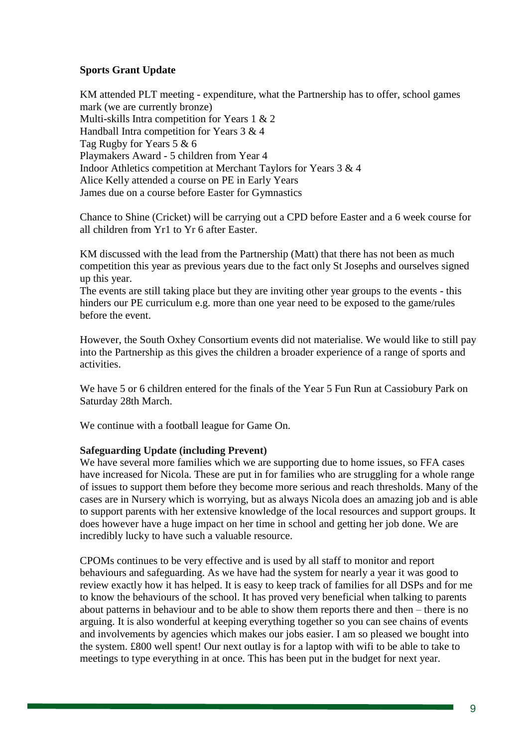**Sports Grant Update**

KM attended PLT meeting - expenditure, what the Partnership has to offer, school games mark (we are currently bronze)
Multi-skills Intra competition for Years 1 & 2
Handball Intra competition for Years 3 & 4
Tag Rugby for Years 5 & 6
Playmakers Award - 5 children from Year 4
Indoor Athletics competition at Merchant Taylors for Years 3 & 4
Alice Kelly attended a course on PE in Early Years
James due on a course before Easter for Gymnastics

Chance to Shine (Cricket) will be carrying out a CPD before Easter and a 6 week course for all children from Yr1 to Yr 6 after Easter.

KM discussed with the lead from the Partnership (Matt) that there has not been as much competition this year as previous years due to the fact only St Josephs and ourselves signed up this year.
The events are still taking place but they are inviting other year groups to the events - this hinders our PE curriculum e.g. more than one year need to be exposed to the game/rules before the event.

However, the South Oxhey Consortium events did not materialise. We would like to still pay into the Partnership as this gives the children a broader experience of a range of sports and activities.

We have 5 or 6 children entered for the finals of the Year 5 Fun Run at Cassiobury Park on Saturday 28th March.

We continue with a football league for Game On.

**Safeguarding Update (including Prevent)**

We have several more families which we are supporting due to home issues, so FFA cases have increased for Nicola. These are put in for families who are struggling for a whole range of issues to support them before they become more serious and reach thresholds. Many of the cases are in Nursery which is worrying, but as always Nicola does an amazing job and is able to support parents with her extensive knowledge of the local resources and support groups. It does however have a huge impact on her time in school and getting her job done. We are incredibly lucky to have such a valuable resource.

CPOMs continues to be very effective and is used by all staff to monitor and report behaviours and safeguarding. As we have had the system for nearly a year it was good to review exactly how it has helped. It is easy to keep track of families for all DSPs and for me to know the behaviours of the school. It has proved very beneficial when talking to parents about patterns in behaviour and to be able to show them reports there and then – there is no arguing. It is also wonderful at keeping everything together so you can see chains of events and involvements by agencies which makes our jobs easier. I am so pleased we bought into the system. £800 well spent! Our next outlay is for a laptop with wifi to be able to take to meetings to type everything in at once. This has been put in the budget for next year.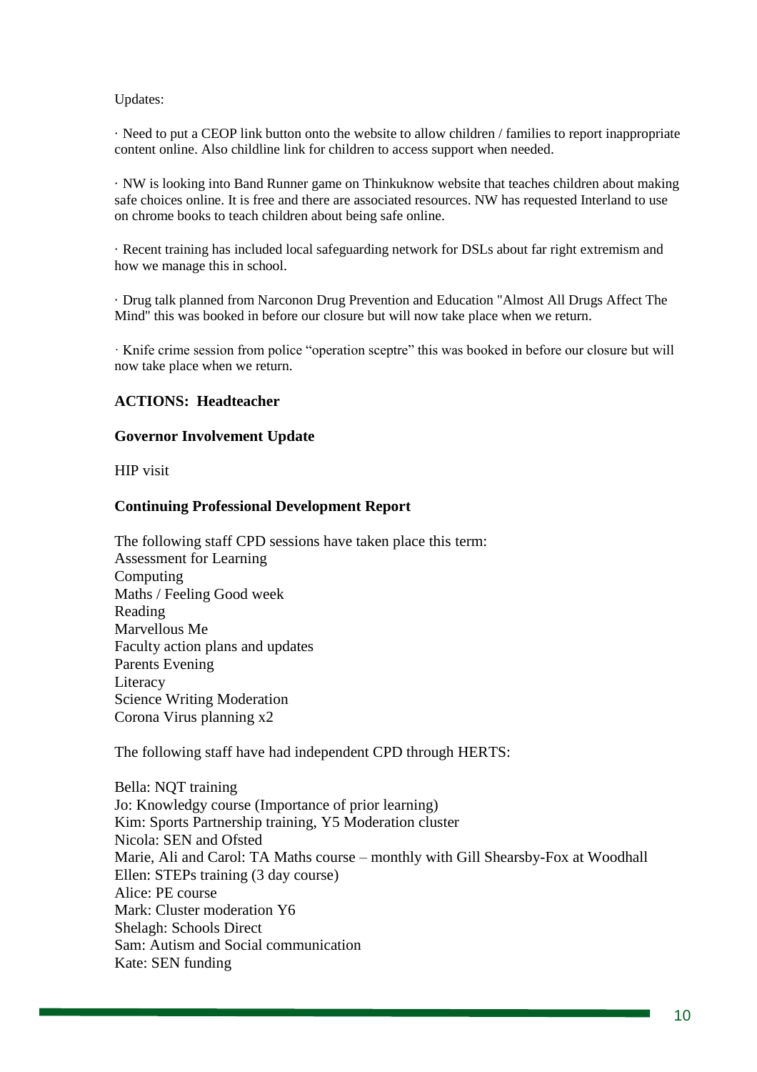Updates:

· Need to put a CEOP link button onto the website to allow children / families to report inappropriate content online. Also childline link for children to access support when needed.

· NW is looking into Band Runner game on Thinkuknow website that teaches children about making safe choices online. It is free and there are associated resources. NW has requested Interland to use on chrome books to teach children about being safe online.

· Recent training has included local safeguarding network for DSLs about far right extremism and how we manage this in school.

· Drug talk planned from Narconon Drug Prevention and Education "Almost All Drugs Affect The Mind" this was booked in before our closure but will now take place when we return.

· Knife crime session from police "operation sceptre" this was booked in before our closure but will now take place when we return.

**ACTIONS: Headteacher**

**Governor Involvement Update**

HIP visit

**Continuing Professional Development Report**

The following staff CPD sessions have taken place this term:
Assessment for Learning
Computing
Maths / Feeling Good week
Reading
Marvellous Me
Faculty action plans and updates
Parents Evening
Literacy
Science Writing Moderation
Corona Virus planning x2

The following staff have had independent CPD through HERTS:

Bella: NQT training
Jo: Knowledgy course (Importance of prior learning)
Kim: Sports Partnership training, Y5 Moderation cluster
Nicola: SEN and Ofsted
Marie, Ali and Carol: TA Maths course – monthly with Gill Shearsby-Fox at Woodhall
Ellen: STEPs training (3 day course)
Alice: PE course
Mark: Cluster moderation Y6
Shelagh: Schools Direct
Sam: Autism and Social communication
Kate: SEN funding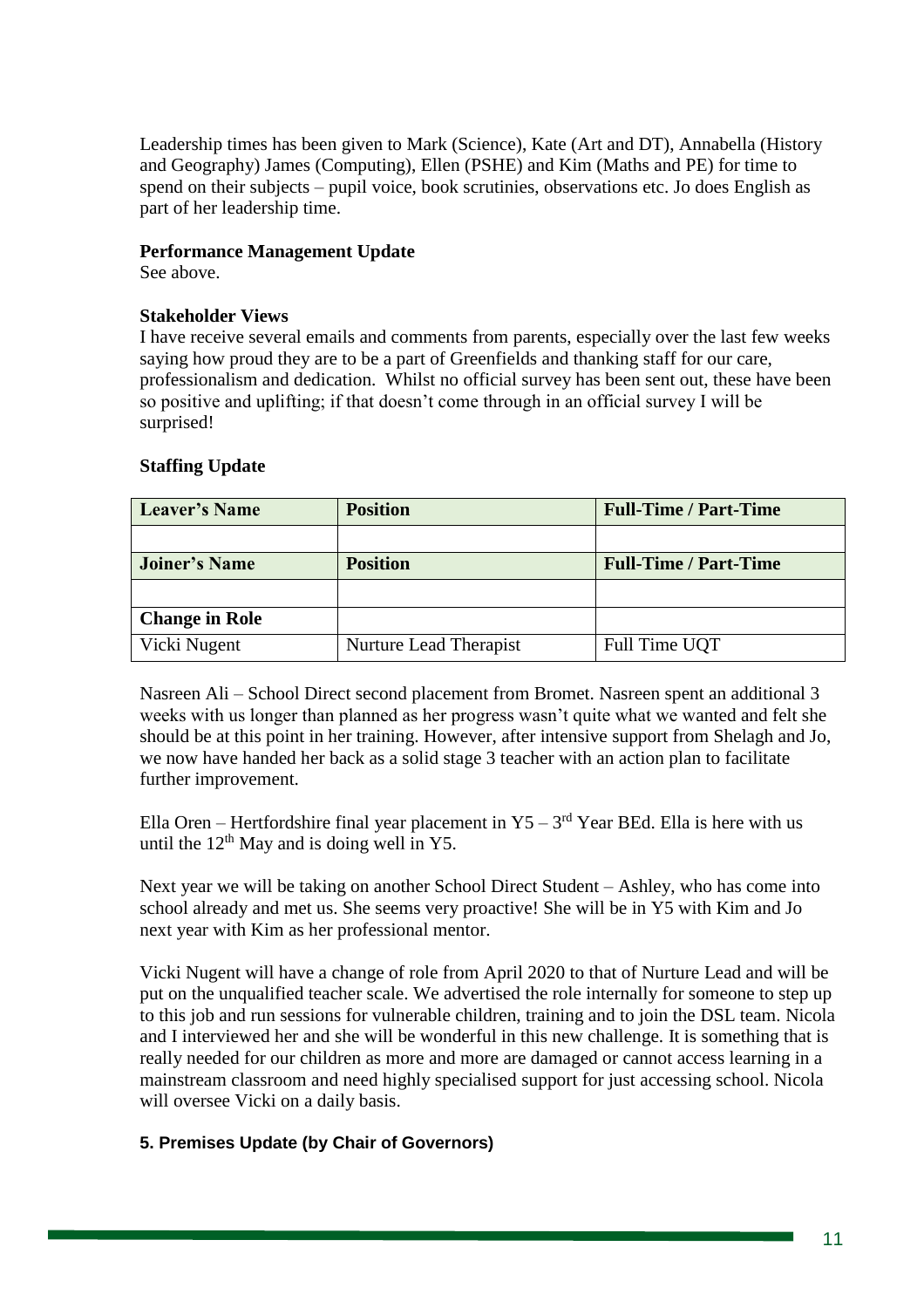Leadership times has been given to Mark (Science), Kate (Art and DT), Annabella (History and Geography) James (Computing), Ellen (PSHE) and Kim (Maths and PE) for time to spend on their subjects – pupil voice, book scrutinies, observations etc. Jo does English as part of her leadership time.

**Performance Management Update**

See above.

**Stakeholder Views**

I have receive several emails and comments from parents, especially over the last few weeks saying how proud they are to be a part of Greenfields and thanking staff for our care, professionalism and dedication. Whilst no official survey has been sent out, these have been so positive and uplifting; if that doesn't come through in an official survey I will be surprised!

**Staffing Update**

| Leaver's Name | Position | Full-Time / Part-Time |
|---|---|---|
| | | |
| **Joiner's Name** | **Position** | **Full-Time / Part-Time** |
| | | |
| **Change in Role** | | |
| Vicki Nugent | Nurture Lead Therapist | Full Time UQT |

Nasreen Ali – School Direct second placement from Bromet. Nasreen spent an additional 3 weeks with us longer than planned as her progress wasn't quite what we wanted and felt she should be at this point in her training. However, after intensive support from Shelagh and Jo, we now have handed her back as a solid stage 3 teacher with an action plan to facilitate further improvement.

Ella Oren – Hertfordshire final year placement in Y5 – 3rd Year BEd. Ella is here with us until the 12th May and is doing well in Y5.

Next year we will be taking on another School Direct Student – Ashley, who has come into school already and met us. She seems very proactive! She will be in Y5 with Kim and Jo next year with Kim as her professional mentor.

Vicki Nugent will have a change of role from April 2020 to that of Nurture Lead and will be put on the unqualified teacher scale. We advertised the role internally for someone to step up to this job and run sessions for vulnerable children, training and to join the DSL team. Nicola and I interviewed her and she will be wonderful in this new challenge. It is something that is really needed for our children as more and more are damaged or cannot access learning in a mainstream classroom and need highly specialised support for just accessing school. Nicola will oversee Vicki on a daily basis.

## 5. Premises Update (by Chair of Governors)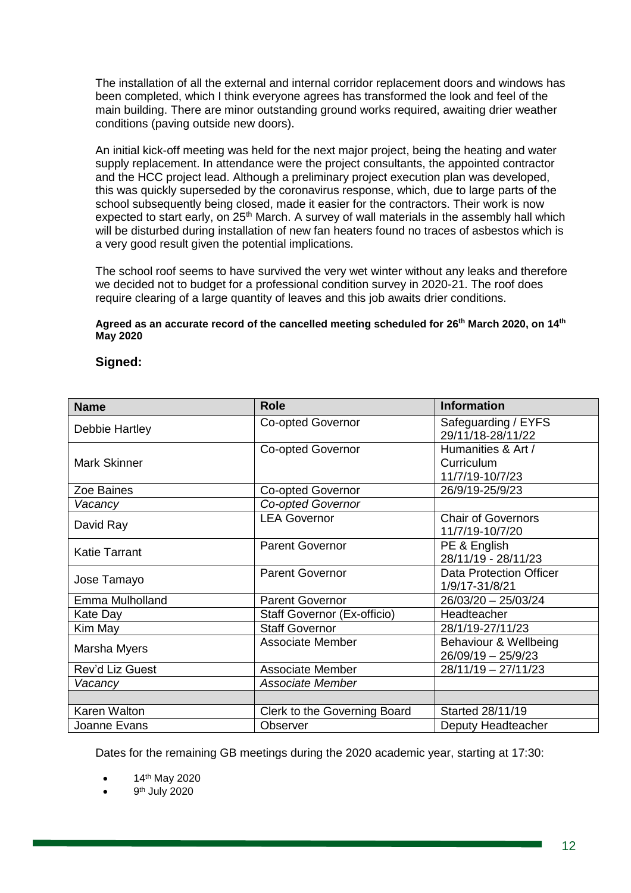The installation of all the external and internal corridor replacement doors and windows has been completed, which I think everyone agrees has transformed the look and feel of the main building. There are minor outstanding ground works required, awaiting drier weather conditions (paving outside new doors).

An initial kick-off meeting was held for the next major project, being the heating and water supply replacement. In attendance were the project consultants, the appointed contractor and the HCC project lead. Although a preliminary project execution plan was developed, this was quickly superseded by the coronavirus response, which, due to large parts of the school subsequently being closed, made it easier for the contractors. Their work is now expected to start early, on 25th March. A survey of wall materials in the assembly hall which will be disturbed during installation of new fan heaters found no traces of asbestos which is a very good result given the potential implications.

The school roof seems to have survived the very wet winter without any leaks and therefore we decided not to budget for a professional condition survey in 2020-21. The roof does require clearing of a large quantity of leaves and this job awaits drier conditions.

**Agreed as an accurate record of the cancelled meeting scheduled for 26th March 2020, on 14th May 2020**

**Signed:**

| Name | Role | Information |
|---|---|---|
| Debbie Hartley | Co-opted Governor | Safeguarding / EYFS 29/11/18-28/11/22 |
| Mark Skinner | Co-opted Governor | Humanities & Art / Curriculum 11/7/19-10/7/23 |
| Zoe Baines | Co-opted Governor | 26/9/19-25/9/23 |
| *Vacancy* | *Co-opted Governor* | |
| David Ray | LEA Governor | Chair of Governors 11/7/19-10/7/20 |
| Katie Tarrant | Parent Governor | PE & English 28/11/19 - 28/11/23 |
| Jose Tamayo | Parent Governor | Data Protection Officer 1/9/17-31/8/21 |
| Emma Mulholland | Parent Governor | 26/03/20 – 25/03/24 |
| Kate Day | Staff Governor (Ex-officio) | Headteacher |
| Kim May | Staff Governor | 28/1/19-27/11/23 |
| Marsha Myers | Associate Member | Behaviour & Wellbeing 26/09/19 – 25/9/23 |
| Rev'd Liz Guest | Associate Member | 28/11/19 – 27/11/23 |
| *Vacancy* | *Associate Member* | |
| | | |
| Karen Walton | Clerk to the Governing Board | Started 28/11/19 |
| Joanne Evans | Observer | Deputy Headteacher |

Dates for the remaining GB meetings during the 2020 academic year, starting at 17:30:

- 14th May 2020
- 9th July 2020